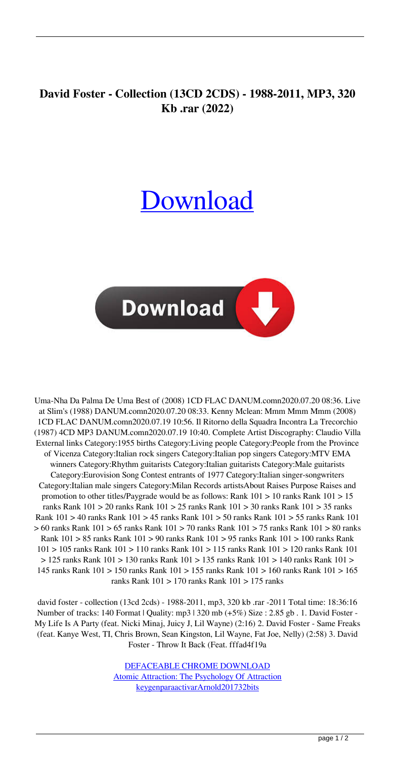# David Foster - Collection (13CD 2CDS) - 1988-2011, MP3, 320 Kb .rar (2022)

[Download](#)

Download

Uma-Nha Da Palma De Uma Best of (2008) 1CD FLAC DANUM.comn2020.07.20 08:36. Live at Slim's (1988) DANUM.comn2020.07.20 08:33. Kenny Mclean: Mmm Mmm Mmm (2008) 1CD FLAC DANUM.comn2020.07.19 10:56. Il Ritorno della Squadra Incontra La Trecorchio (1987) 4CD MP3 DANUM.comn2020.07.19 10:40. Complete Artist Discography: Claudio Villa External links Category:1955 births Category:Living people Category:People from the Province of Vicenza Category:Italian rock singers Category:Italian pop singers Category:MTV EMA winners Category:Rhythm guitarists Category:Italian guitarists Category:Male guitarists Category:Eurovision Song Contest entrants of 1977 Category:Italian singer-songwriters Category:Italian male singers Category:Milan Records artistsAbout Raises Purpose Raises and promotion to other titles/Paygrade would be as follows: Rank 101 > 10 ranks Rank 101 > 15 ranks Rank 101 > 20 ranks Rank 101 > 25 ranks Rank 101 > 30 ranks Rank 101 > 35 ranks Rank 101 > 40 ranks Rank 101 > 45 ranks Rank 101 > 50 ranks Rank 101 > 55 ranks Rank 101 > 60 ranks Rank 101 > 65 ranks Rank 101 > 70 ranks Rank 101 > 75 ranks Rank 101 > 80 ranks Rank 101 > 85 ranks Rank 101 > 90 ranks Rank 101 > 95 ranks Rank 101 > 100 ranks Rank 101 > 105 ranks Rank 101 > 110 ranks Rank 101 > 115 ranks Rank 101 > 120 ranks Rank 101 > 125 ranks Rank 101 > 130 ranks Rank 101 > 135 ranks Rank 101 > 140 ranks Rank 101 > 145 ranks Rank 101 > 150 ranks Rank 101 > 155 ranks Rank 101 > 160 ranks Rank 101 > 165 ranks Rank 101 > 170 ranks Rank 101 > 175 ranks

david foster - collection (13cd 2cds) - 1988-2011, mp3, 320 kb .rar -2011 Total time: 18:36:16 Number of tracks: 140 Format | Quality: mp3 | 320 mb (+5%) Size : 2.85 gb . 1. David Foster - My Life Is A Party (feat. Nicki Minaj, Juicy J, Lil Wayne) (2:16) 2. David Foster - Same Freaks (feat. Kanye West, TI, Chris Brown, Sean Kingston, Lil Wayne, Fat Joe, Nelly) (2:58) 3. David Foster - Throw It Back (Feat. fffad4f19a

[DEFACEABLE CHROME DOWNLOAD](#)
[Atomic Attraction: The Psychology Of Attraction](#)
[keygenparaactivarArnold201732bits](#)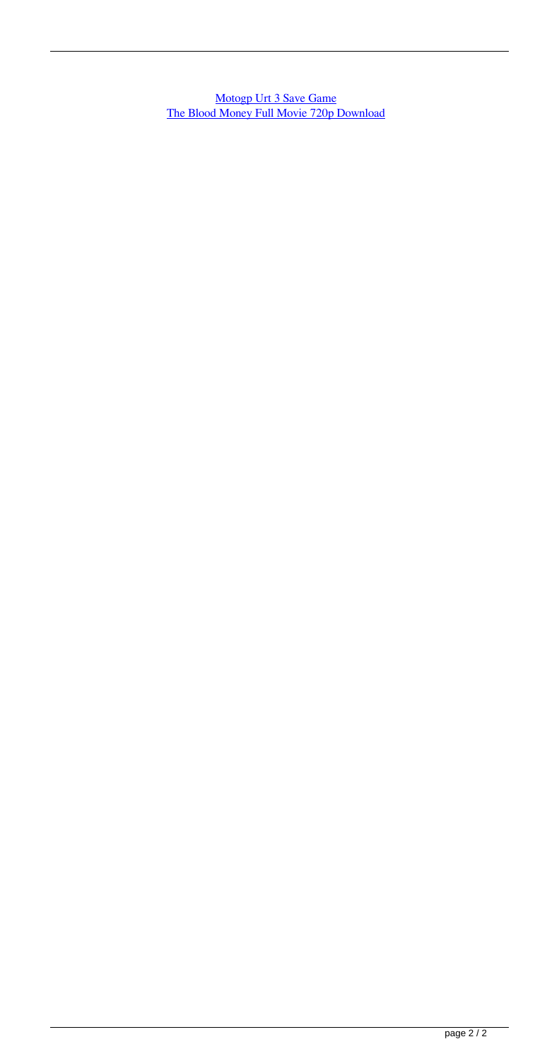Motogp Urt 3 Save Game
The Blood Money Full Movie 720p Download